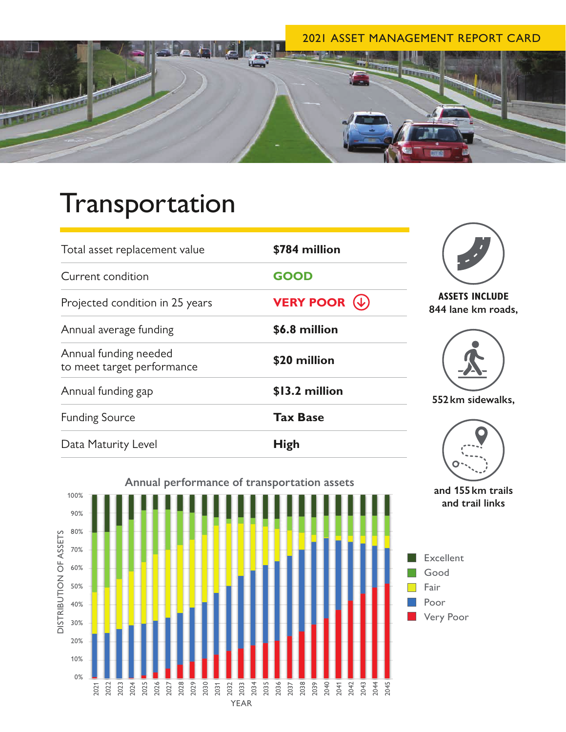2021 ASSET MANAGEMENT REPORT CARD

# Transportation

| | |
|---|---|
| Total asset replacement value | **$784 million** |
| Current condition | **GOOD** |
| Projected condition in 25 years | **VERY POOR** |
| Annual average funding | **$6.8 million** |
| Annual funding needed to meet target performance | **$20 million** |
| Annual funding gap | **$13.2 million** |
| Funding Source | **Tax Base** |
| Data Maturity Level | **High** |

**ASSETS INCLUDE**
**844 lane km roads,**

**552 km sidewalks,**

**and 155 km trails and trail links**

**Annual performance of transportation assets**

DISTRIBUTION OF ASSETS (0%–100%) by YEAR (2021–2045)

Legend: Excellent, Good, Fair, Poor, Very Poor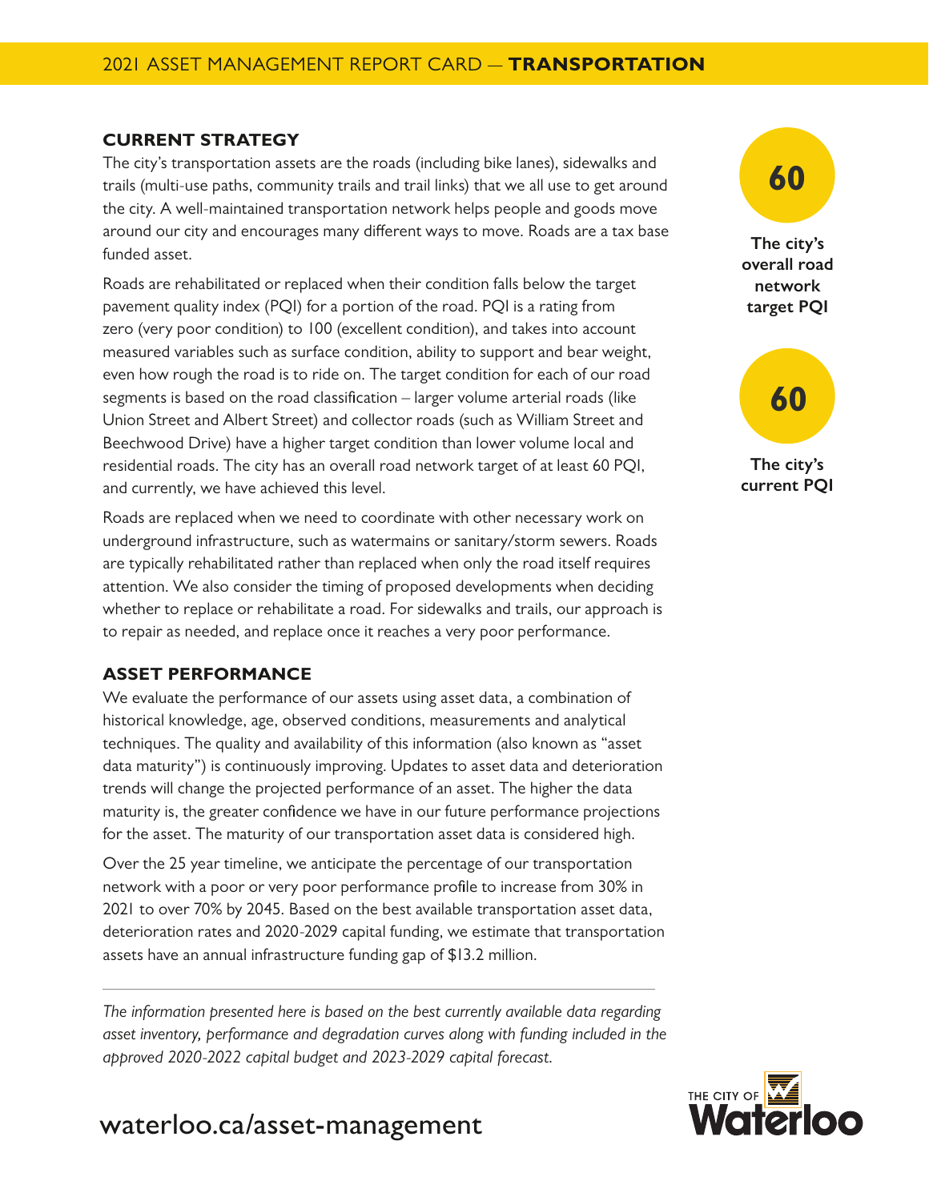# 2021 ASSET MANAGEMENT REPORT CARD — **TRANSPORTATION**

## CURRENT STRATEGY

The city's transportation assets are the roads (including bike lanes), sidewalks and trails (multi-use paths, community trails and trail links) that we all use to get around the city. A well-maintained transportation network helps people and goods move around our city and encourages many different ways to move. Roads are a tax base funded asset.

Roads are rehabilitated or replaced when their condition falls below the target pavement quality index (PQI) for a portion of the road. PQI is a rating from zero (very poor condition) to 100 (excellent condition), and takes into account measured variables such as surface condition, ability to support and bear weight, even how rough the road is to ride on. The target condition for each of our road segments is based on the road classification – larger volume arterial roads (like Union Street and Albert Street) and collector roads (such as William Street and Beechwood Drive) have a higher target condition than lower volume local and residential roads. The city has an overall road network target of at least 60 PQI, and currently, we have achieved this level.

Roads are replaced when we need to coordinate with other necessary work on underground infrastructure, such as watermains or sanitary/storm sewers. Roads are typically rehabilitated rather than replaced when only the road itself requires attention. We also consider the timing of proposed developments when deciding whether to replace or rehabilitate a road. For sidewalks and trails, our approach is to repair as needed, and replace once it reaches a very poor performance.

**60**

**The city's overall road network target PQI**

**60**

**The city's current PQI**

## ASSET PERFORMANCE

We evaluate the performance of our assets using asset data, a combination of historical knowledge, age, observed conditions, measurements and analytical techniques. The quality and availability of this information (also known as "asset data maturity") is continuously improving. Updates to asset data and deterioration trends will change the projected performance of an asset. The higher the data maturity is, the greater confidence we have in our future performance projections for the asset. The maturity of our transportation asset data is considered high.

Over the 25 year timeline, we anticipate the percentage of our transportation network with a poor or very poor performance profile to increase from 30% in 2021 to over 70% by 2045. Based on the best available transportation asset data, deterioration rates and 2020-2029 capital funding, we estimate that transportation assets have an annual infrastructure funding gap of $13.2 million.

---

*The information presented here is based on the best currently available data regarding asset inventory, performance and degradation curves along with funding included in the approved 2020-2022 capital budget and 2023-2029 capital forecast.*

waterloo.ca/asset-management

THE CITY OF Waterloo